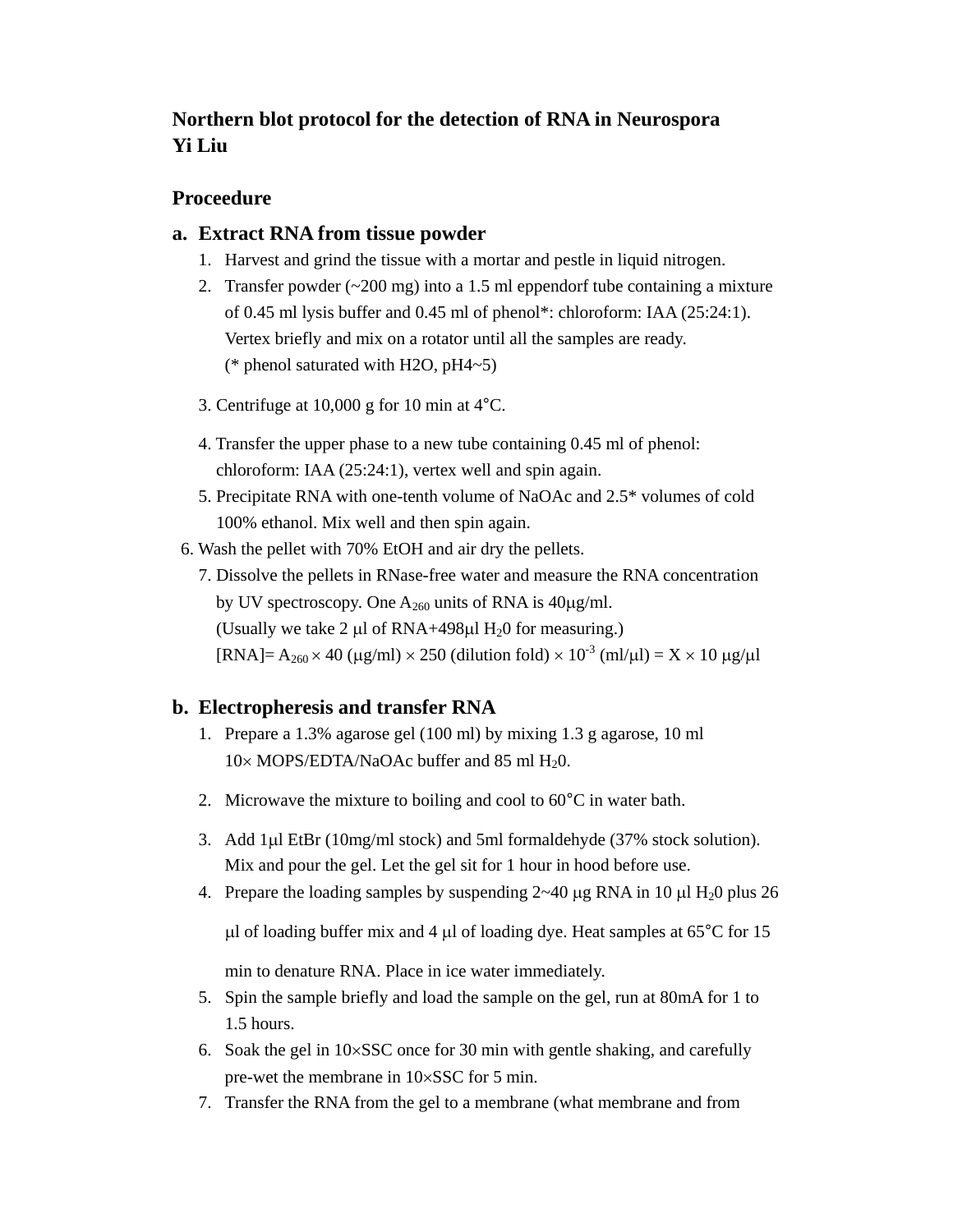# Northern blot protocol for the detection of RNA in Neurospora
**Yi Liu**

## Proceedure

### a. Extract RNA from tissue powder

1. Harvest and grind the tissue with a mortar and pestle in liquid nitrogen.
2. Transfer powder (~200 mg) into a 1.5 ml eppendorf tube containing a mixture of 0.45 ml lysis buffer and 0.45 ml of phenol*: chloroform: IAA (25:24:1). Vertex briefly and mix on a rotator until all the samples are ready.
   (* phenol saturated with H2O, pH4~5)
3. Centrifuge at 10,000 g for 10 min at 4°C.
4. Transfer the upper phase to a new tube containing 0.45 ml of phenol: chloroform: IAA (25:24:1), vertex well and spin again.
5. Precipitate RNA with one-tenth volume of NaOAc and 2.5* volumes of cold 100% ethanol. Mix well and then spin again.
6. Wash the pellet with 70% EtOH and air dry the pellets.
7. Dissolve the pellets in RNase-free water and measure the RNA concentration by UV spectroscopy. One $A_{260}$ units of RNA is 40μg/ml.
   (Usually we take 2 μl of RNA+498μl $H_20$ for measuring.)
   [RNA]= $A_{260} \times 40$ (μg/ml) $\times$ 250 (dilution fold) $\times 10^{-3}$ (ml/μl) = X $\times$ 10 μg/μl

### b. Electropheresis and transfer RNA

1. Prepare a 1.3% agarose gel (100 ml) by mixing 1.3 g agarose, 10 ml 10× MOPS/EDTA/NaOAc buffer and 85 ml $H_20$.
2. Microwave the mixture to boiling and cool to 60°C in water bath.
3. Add 1μl EtBr (10mg/ml stock) and 5ml formaldehyde (37% stock solution). Mix and pour the gel. Let the gel sit for 1 hour in hood before use.
4. Prepare the loading samples by suspending 2~40 μg RNA in 10 μl $H_20$ plus 26 μl of loading buffer mix and 4 μl of loading dye. Heat samples at 65°C for 15 min to denature RNA. Place in ice water immediately.
5. Spin the sample briefly and load the sample on the gel, run at 80mA for 1 to 1.5 hours.
6. Soak the gel in 10×SSC once for 30 min with gentle shaking, and carefully pre-wet the membrane in 10×SSC for 5 min.
7. Transfer the RNA from the gel to a membrane (what membrane and from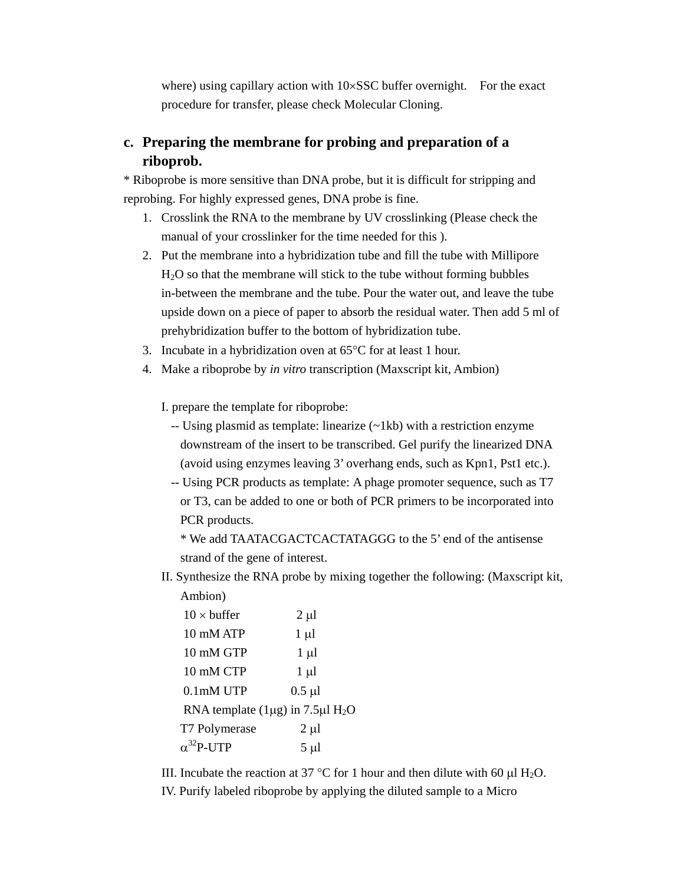where) using capillary action with 10×SSC buffer overnight. For the exact procedure for transfer, please check Molecular Cloning.

## c. Preparing the membrane for probing and preparation of a riboprob.

* Riboprobe is more sensitive than DNA probe, but it is difficult for stripping and reprobing. For highly expressed genes, DNA probe is fine.

1. Crosslink the RNA to the membrane by UV crosslinking (Please check the manual of your crosslinker for the time needed for this ).
2. Put the membrane into a hybridization tube and fill the tube with Millipore $H_2O$ so that the membrane will stick to the tube without forming bubbles in-between the membrane and the tube. Pour the water out, and leave the tube upside down on a piece of paper to absorb the residual water. Then add 5 ml of prehybridization buffer to the bottom of hybridization tube.
3. Incubate in a hybridization oven at 65°C for at least 1 hour.
4. Make a riboprobe by *in vitro* transcription (Maxscript kit, Ambion)

   I. prepare the template for riboprobe:
   - -- Using plasmid as template: linearize (~1kb) with a restriction enzyme downstream of the insert to be transcribed. Gel purify the linearized DNA (avoid using enzymes leaving 3' overhang ends, such as Kpn1, Pst1 etc.).
   - -- Using PCR products as template: A phage promoter sequence, such as T7 or T3, can be added to one or both of PCR primers to be incorporated into PCR products.

     * We add TAATACGACTCACTATAGGG to the 5' end of the antisense strand of the gene of interest.

   II. Synthesize the RNA probe by mixing together the following: (Maxscript kit, Ambion)

   | | |
   |---|---|
   | 10 × buffer | 2 μl |
   | 10 mM ATP | 1 μl |
   | 10 mM GTP | 1 μl |
   | 10 mM CTP | 1 μl |
   | 0.1mM UTP | 0.5 μl |
   | RNA template (1μg) in 7.5μl $H_2O$ | |
   | T7 Polymerase | 2 μl |
   | $\alpha^{32}$P-UTP | 5 μl |

   III. Incubate the reaction at 37 °C for 1 hour and then dilute with 60 μl $H_2O$.

   IV. Purify labeled riboprobe by applying the diluted sample to a Micro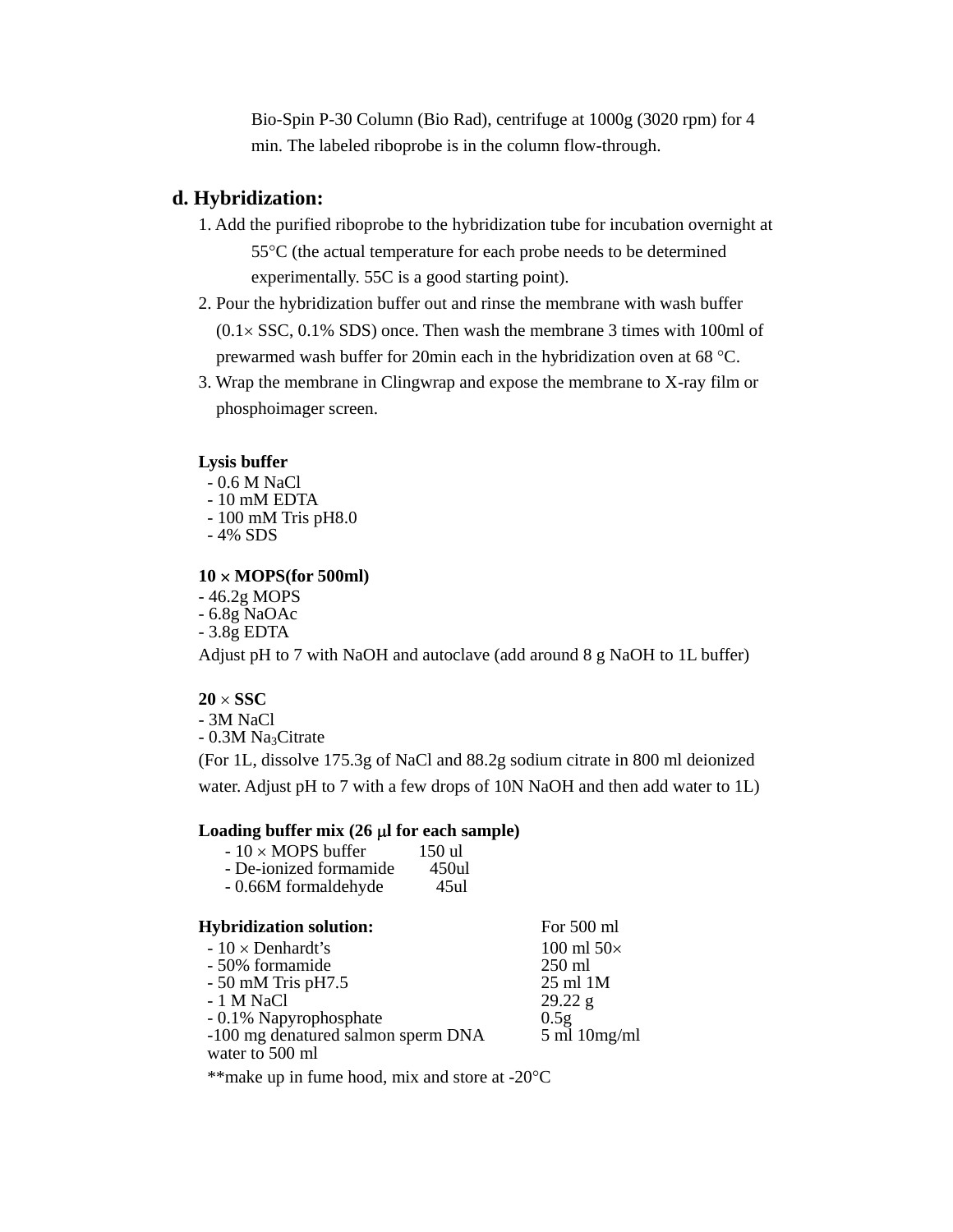Bio-Spin P-30 Column (Bio Rad), centrifuge at 1000g (3020 rpm) for 4 min. The labeled riboprobe is in the column flow-through.

## d. Hybridization:

1. Add the purified riboprobe to the hybridization tube for incubation overnight at 55°C (the actual temperature for each probe needs to be determined experimentally. 55C is a good starting point).
2. Pour the hybridization buffer out and rinse the membrane with wash buffer (0.1× SSC, 0.1% SDS) once. Then wash the membrane 3 times with 100ml of prewarmed wash buffer for 20min each in the hybridization oven at 68 °C.
3. Wrap the membrane in Clingwrap and expose the membrane to X-ray film or phosphoimager screen.

**Lysis buffer**

- 0.6 M NaCl
- 10 mM EDTA
- 100 mM Tris pH8.0
- 4% SDS

**10 × MOPS(for 500ml)**

- 46.2g MOPS
- 6.8g NaOAc
- 3.8g EDTA

Adjust pH to 7 with NaOH and autoclave (add around 8 g NaOH to 1L buffer)

**20 × SSC**

- 3M NaCl
- 0.3M $Na_3$Citrate

(For 1L, dissolve 175.3g of NaCl and 88.2g sodium citrate in 800 ml deionized water. Adjust pH to 7 with a few drops of 10N NaOH and then add water to 1L)

**Loading buffer mix (26 μl for each sample)**

| | |
|---|---|
| - 10 × MOPS buffer | 150 ul |
| - De-ionized formamide | 450ul |
| - 0.66M formaldehyde | 45ul |

| **Hybridization solution:** | For 500 ml |
|---|---|
| - 10 × Denhardt's | 100 ml 50× |
| - 50% formamide | 250 ml |
| - 50 mM Tris pH7.5 | 25 ml 1M |
| - 1 M NaCl | 29.22 g |
| - 0.1% Napyrophosphate | 0.5g |
| -100 mg denatured salmon sperm DNA | 5 ml 10mg/ml |
| water to 500 ml | |

**make up in fume hood, mix and store at -20°C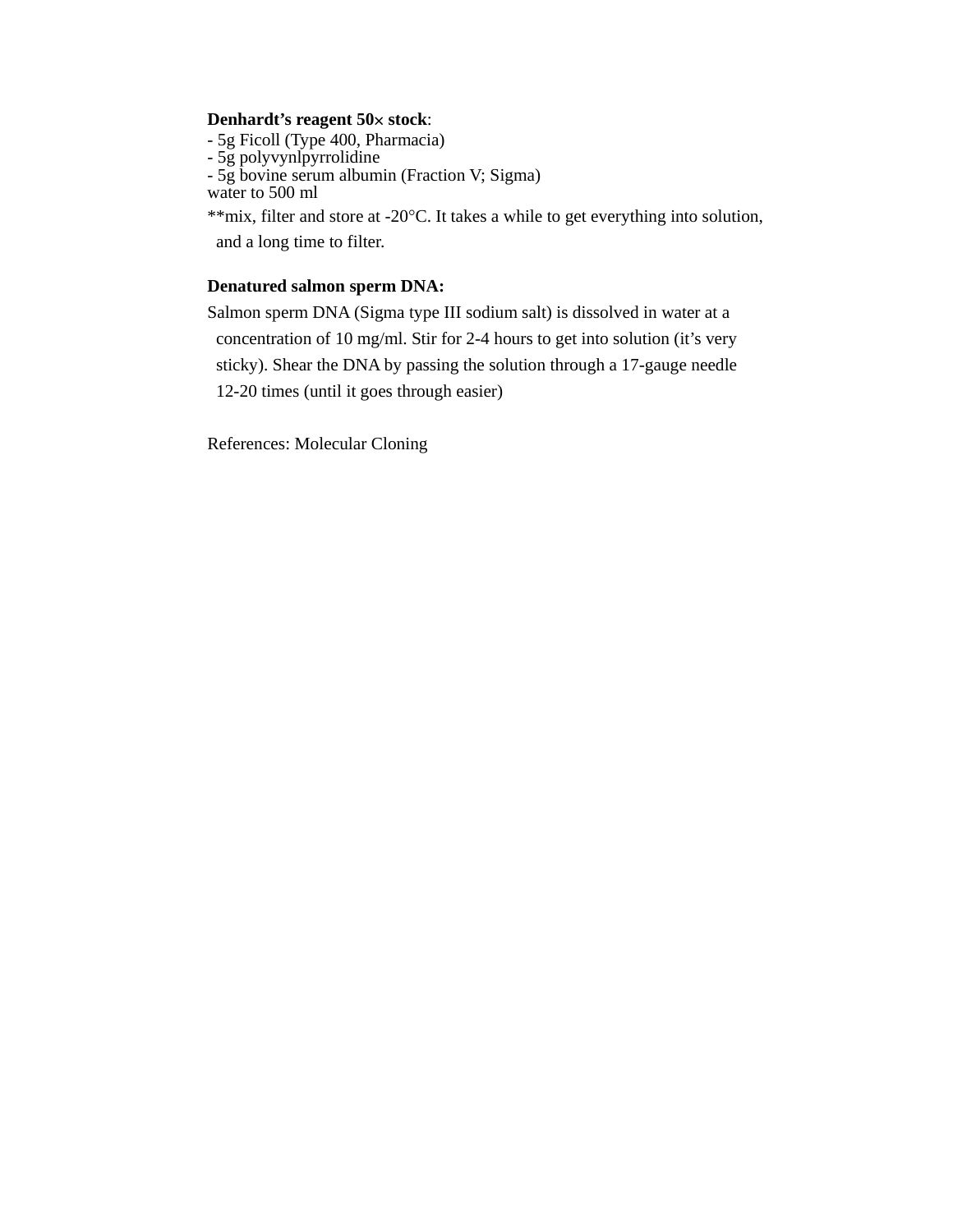**Denhardt's reagent 50× stock**:

- 5g Ficoll (Type 400, Pharmacia)
- 5g polyvynlpyrrolidine
- 5g bovine serum albumin (Fraction V; Sigma)

water to 500 ml

**mix, filter and store at -20°C. It takes a while to get everything into solution, and a long time to filter.

**Denatured salmon sperm DNA:**

Salmon sperm DNA (Sigma type III sodium salt) is dissolved in water at a concentration of 10 mg/ml. Stir for 2-4 hours to get into solution (it's very sticky). Shear the DNA by passing the solution through a 17-gauge needle 12-20 times (until it goes through easier)

References: Molecular Cloning